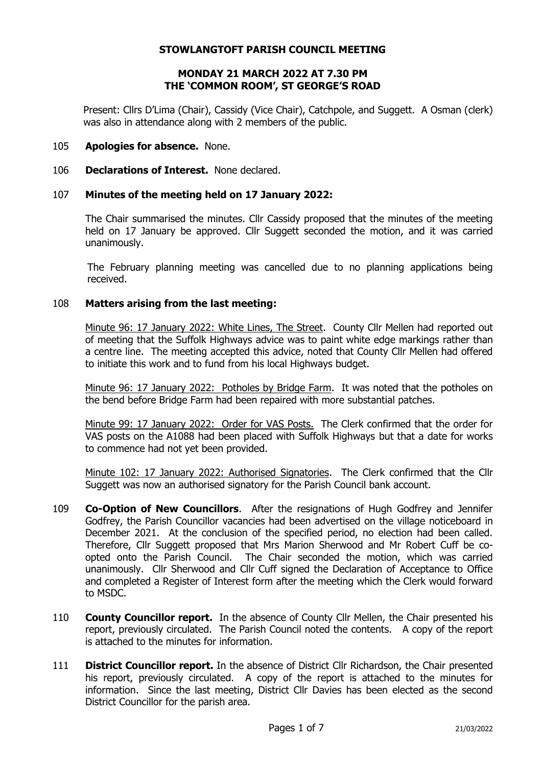# STOWLANGTOFT PARISH COUNCIL MEETING

## MONDAY 21 MARCH 2022 AT 7.30 PM
## THE 'COMMON ROOM', ST GEORGE'S ROAD

Present: Cllrs D'Lima (Chair), Cassidy (Vice Chair), Catchpole, and Suggett. A Osman (clerk) was also in attendance along with 2 members of the public.

105 **Apologies for absence.** None.

106 **Declarations of Interest.** None declared.

107 **Minutes of the meeting held on 17 January 2022:**

The Chair summarised the minutes. Cllr Cassidy proposed that the minutes of the meeting held on 17 January be approved. Cllr Suggett seconded the motion, and it was carried unanimously.

The February planning meeting was cancelled due to no planning applications being received.

108 **Matters arising from the last meeting:**

Minute 96: 17 January 2022: White Lines, The Street. County Cllr Mellen had reported out of meeting that the Suffolk Highways advice was to paint white edge markings rather than a centre line. The meeting accepted this advice, noted that County Cllr Mellen had offered to initiate this work and to fund from his local Highways budget.

Minute 96: 17 January 2022: Potholes by Bridge Farm. It was noted that the potholes on the bend before Bridge Farm had been repaired with more substantial patches.

Minute 99: 17 January 2022: Order for VAS Posts. The Clerk confirmed that the order for VAS posts on the A1088 had been placed with Suffolk Highways but that a date for works to commence had not yet been provided.

Minute 102: 17 January 2022: Authorised Signatories. The Clerk confirmed that the Cllr Suggett was now an authorised signatory for the Parish Council bank account.

109 **Co-Option of New Councillors**. After the resignations of Hugh Godfrey and Jennifer Godfrey, the Parish Councillor vacancies had been advertised on the village noticeboard in December 2021. At the conclusion of the specified period, no election had been called. Therefore, Cllr Suggett proposed that Mrs Marion Sherwood and Mr Robert Cuff be co-opted onto the Parish Council. The Chair seconded the motion, which was carried unanimously. Cllr Sherwood and Cllr Cuff signed the Declaration of Acceptance to Office and completed a Register of Interest form after the meeting which the Clerk would forward to MSDC.

110 **County Councillor report.** In the absence of County Cllr Mellen, the Chair presented his report, previously circulated. The Parish Council noted the contents. A copy of the report is attached to the minutes for information.

111 **District Councillor report.** In the absence of District Cllr Richardson, the Chair presented his report, previously circulated. A copy of the report is attached to the minutes for information. Since the last meeting, District Cllr Davies has been elected as the second District Councillor for the parish area.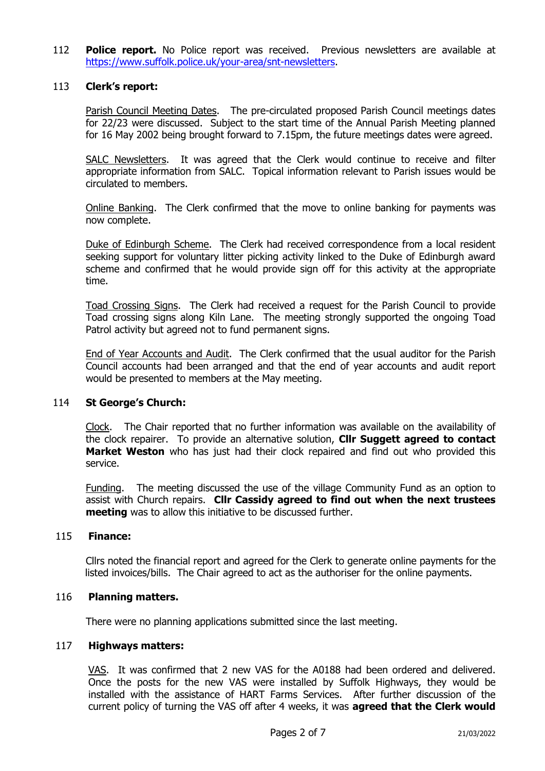112 **Police report.** No Police report was received. Previous newsletters are available at https://www.suffolk.police.uk/your-area/snt-newsletters.

113 **Clerk's report:**

Parish Council Meeting Dates. The pre-circulated proposed Parish Council meetings dates for 22/23 were discussed. Subject to the start time of the Annual Parish Meeting planned for 16 May 2002 being brought forward to 7.15pm, the future meetings dates were agreed.

SALC Newsletters. It was agreed that the Clerk would continue to receive and filter appropriate information from SALC. Topical information relevant to Parish issues would be circulated to members.

Online Banking. The Clerk confirmed that the move to online banking for payments was now complete.

Duke of Edinburgh Scheme. The Clerk had received correspondence from a local resident seeking support for voluntary litter picking activity linked to the Duke of Edinburgh award scheme and confirmed that he would provide sign off for this activity at the appropriate time.

Toad Crossing Signs. The Clerk had received a request for the Parish Council to provide Toad crossing signs along Kiln Lane. The meeting strongly supported the ongoing Toad Patrol activity but agreed not to fund permanent signs.

End of Year Accounts and Audit. The Clerk confirmed that the usual auditor for the Parish Council accounts had been arranged and that the end of year accounts and audit report would be presented to members at the May meeting.

114 **St George's Church:**

Clock. The Chair reported that no further information was available on the availability of the clock repairer. To provide an alternative solution, **Cllr Suggett agreed to contact Market Weston** who has just had their clock repaired and find out who provided this service.

Funding. The meeting discussed the use of the village Community Fund as an option to assist with Church repairs. **Cllr Cassidy agreed to find out when the next trustees meeting** was to allow this initiative to be discussed further.

115 **Finance:**

Cllrs noted the financial report and agreed for the Clerk to generate online payments for the listed invoices/bills. The Chair agreed to act as the authoriser for the online payments.

116 **Planning matters.**

There were no planning applications submitted since the last meeting.

117 **Highways matters:**

VAS. It was confirmed that 2 new VAS for the A0188 had been ordered and delivered. Once the posts for the new VAS were installed by Suffolk Highways, they would be installed with the assistance of HART Farms Services. After further discussion of the current policy of turning the VAS off after 4 weeks, it was **agreed that the Clerk would**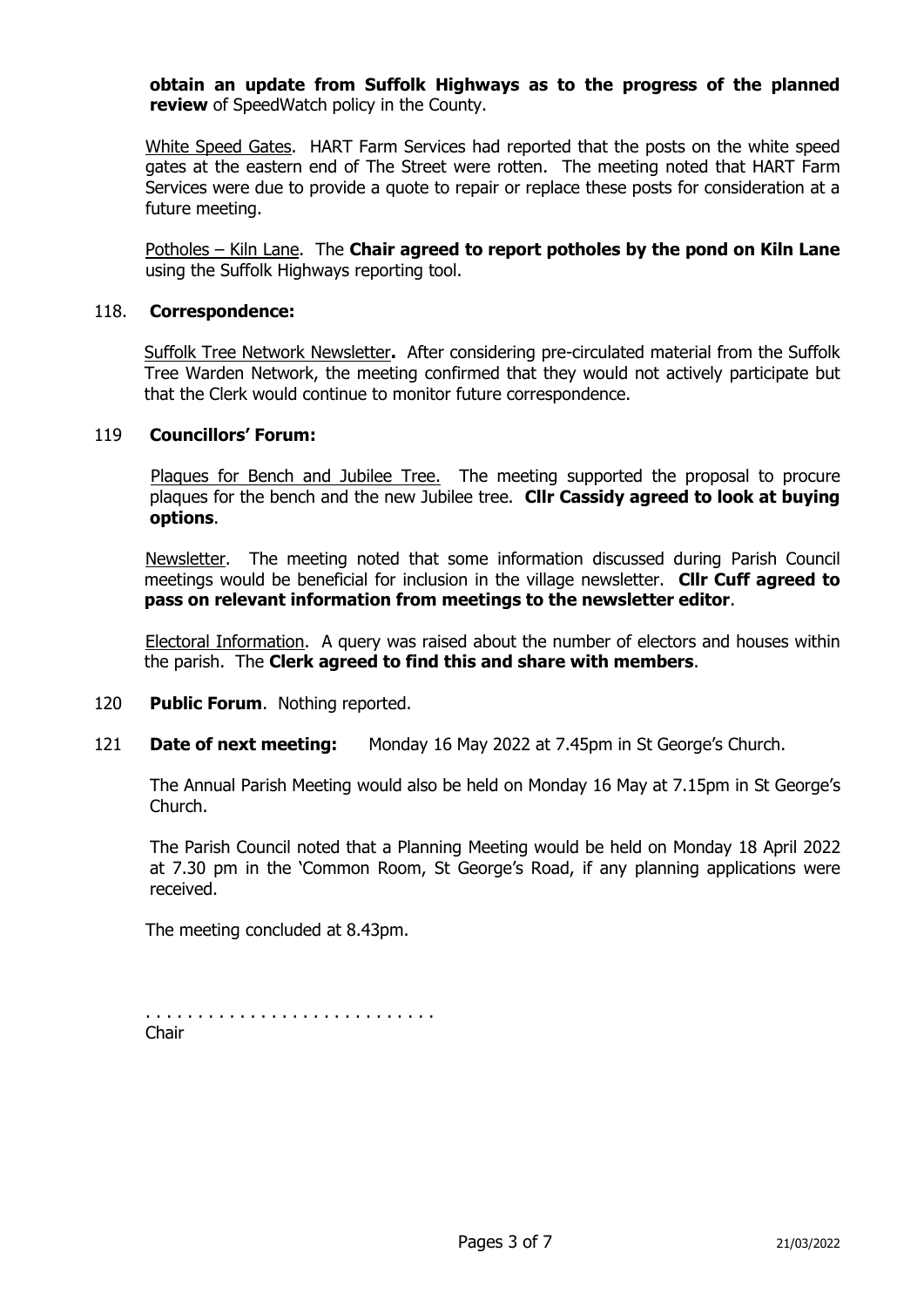**obtain an update from Suffolk Highways as to the progress of the planned review** of SpeedWatch policy in the County.

White Speed Gates. HART Farm Services had reported that the posts on the white speed gates at the eastern end of The Street were rotten. The meeting noted that HART Farm Services were due to provide a quote to repair or replace these posts for consideration at a future meeting.

Potholes – Kiln Lane. The **Chair agreed to report potholes by the pond on Kiln Lane** using the Suffolk Highways reporting tool.

118. **Correspondence:**

Suffolk Tree Network Newsletter**.** After considering pre-circulated material from the Suffolk Tree Warden Network, the meeting confirmed that they would not actively participate but that the Clerk would continue to monitor future correspondence.

119 **Councillors' Forum:**

Plaques for Bench and Jubilee Tree. The meeting supported the proposal to procure plaques for the bench and the new Jubilee tree. **Cllr Cassidy agreed to look at buying options**.

Newsletter. The meeting noted that some information discussed during Parish Council meetings would be beneficial for inclusion in the village newsletter. **Cllr Cuff agreed to pass on relevant information from meetings to the newsletter editor**.

Electoral Information. A query was raised about the number of electors and houses within the parish. The **Clerk agreed to find this and share with members**.

120 **Public Forum**. Nothing reported.

121 **Date of next meeting:** Monday 16 May 2022 at 7.45pm in St George's Church.

The Annual Parish Meeting would also be held on Monday 16 May at 7.15pm in St George's Church.

The Parish Council noted that a Planning Meeting would be held on Monday 18 April 2022 at 7.30 pm in the 'Common Room, St George's Road, if any planning applications were received.

The meeting concluded at 8.43pm.

. . . . . . . . . . . . . . . . . . . . . . . . . . .
Chair

21/03/2022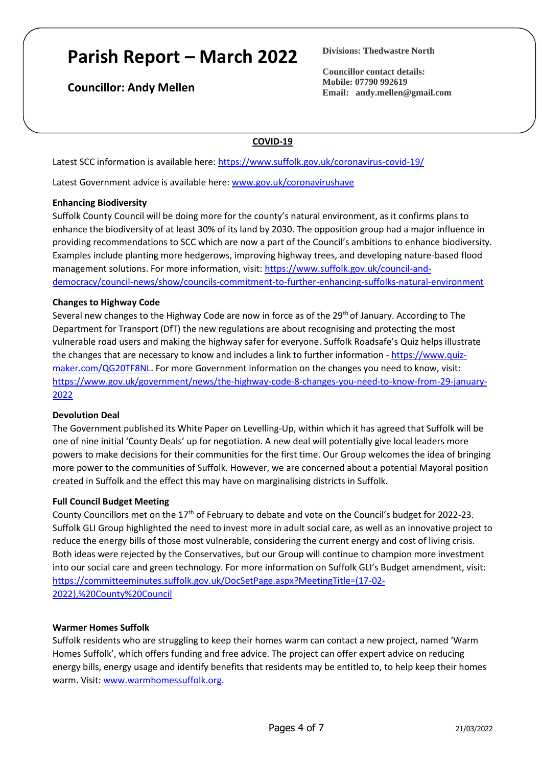# Parish Report – March 2022

**Councillor: Andy Mellen**

**Divisions: Thedwastre North**

**Councillor contact details:**
**Mobile: 07790 992619**
**Email: andy.mellen@gmail.com**

## COVID-19

Latest SCC information is available here: https://www.suffolk.gov.uk/coronavirus-covid-19/

Latest Government advice is available here: www.gov.uk/coronavirushave

**Enhancing Biodiversity**
Suffolk County Council will be doing more for the county's natural environment, as it confirms plans to enhance the biodiversity of at least 30% of its land by 2030. The opposition group had a major influence in providing recommendations to SCC which are now a part of the Council's ambitions to enhance biodiversity. Examples include planting more hedgerows, improving highway trees, and developing nature-based flood management solutions. For more information, visit: https://www.suffolk.gov.uk/council-and-democracy/council-news/show/councils-commitment-to-further-enhancing-suffolks-natural-environment

**Changes to Highway Code**
Several new changes to the Highway Code are now in force as of the 29th of January. According to The Department for Transport (DfT) the new regulations are about recognising and protecting the most vulnerable road users and making the highway safer for everyone. Suffolk Roadsafe's Quiz helps illustrate the changes that are necessary to know and includes a link to further information - https://www.quiz-maker.com/QG20TF8NL. For more Government information on the changes you need to know, visit: https://www.gov.uk/government/news/the-highway-code-8-changes-you-need-to-know-from-29-january-2022

**Devolution Deal**
The Government published its White Paper on Levelling-Up, within which it has agreed that Suffolk will be one of nine initial 'County Deals' up for negotiation. A new deal will potentially give local leaders more powers to make decisions for their communities for the first time. Our Group welcomes the idea of bringing more power to the communities of Suffolk. However, we are concerned about a potential Mayoral position created in Suffolk and the effect this may have on marginalising districts in Suffolk.

**Full Council Budget Meeting**
County Councillors met on the 17th of February to debate and vote on the Council's budget for 2022-23. Suffolk GLI Group highlighted the need to invest more in adult social care, as well as an innovative project to reduce the energy bills of those most vulnerable, considering the current energy and cost of living crisis. Both ideas were rejected by the Conservatives, but our Group will continue to champion more investment into our social care and green technology. For more information on Suffolk GLI's Budget amendment, visit: https://committeeminutes.suffolk.gov.uk/DocSetPage.aspx?MeetingTitle=(17-02-2022),%20County%20Council

**Warmer Homes Suffolk**
Suffolk residents who are struggling to keep their homes warm can contact a new project, named 'Warm Homes Suffolk', which offers funding and free advice. The project can offer expert advice on reducing energy bills, energy usage and identify benefits that residents may be entitled to, to help keep their homes warm. Visit: www.warmhomessuffolk.org.

21/03/2022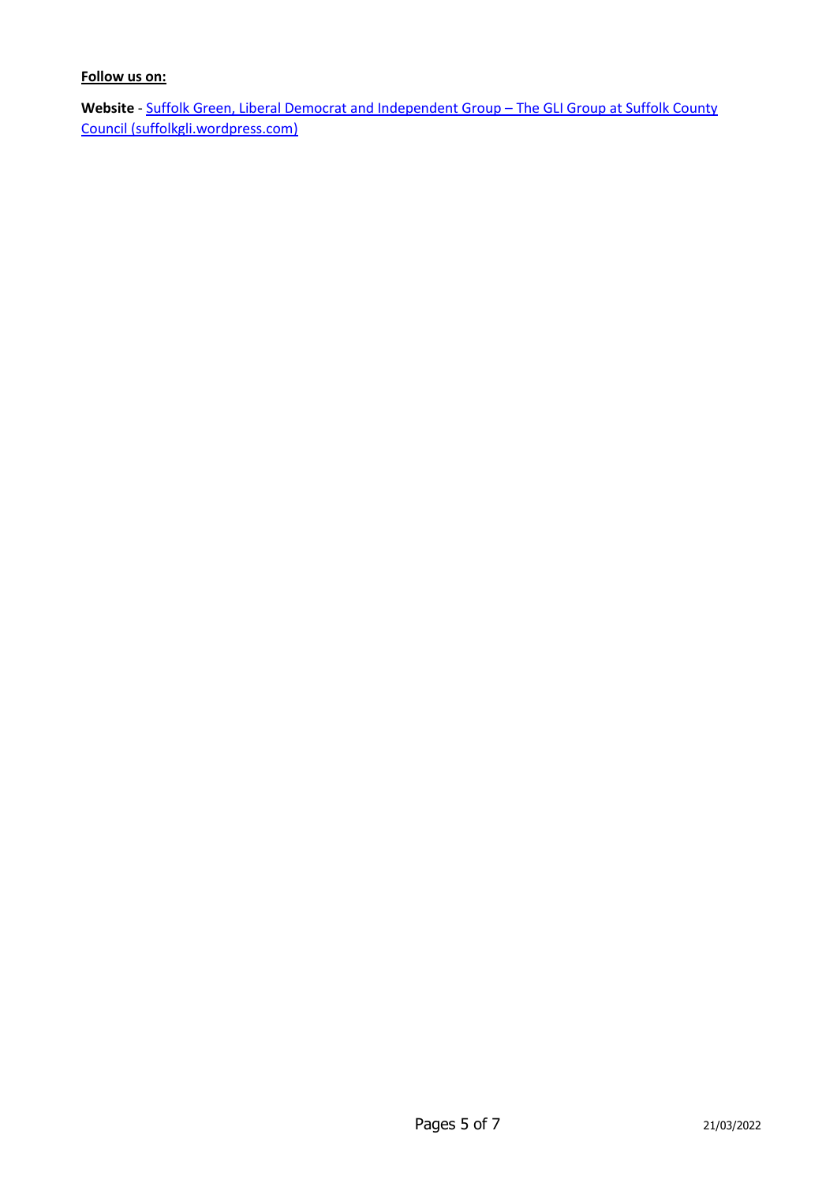**Follow us on:**

**Website** - Suffolk Green, Liberal Democrat and Independent Group – The GLI Group at Suffolk County Council (suffolkgli.wordpress.com)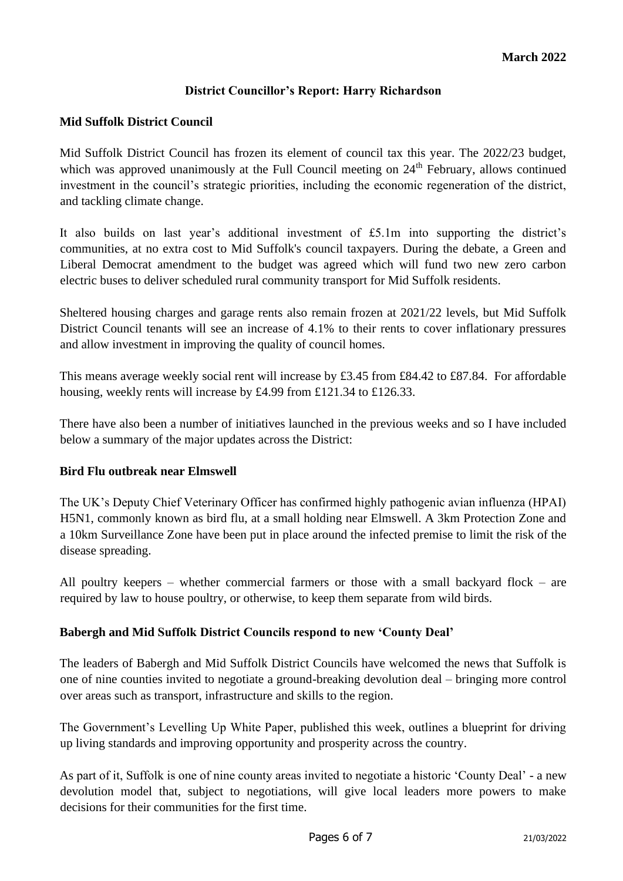**March 2022**

## District Councillor's Report: Harry Richardson

### Mid Suffolk District Council

Mid Suffolk District Council has frozen its element of council tax this year. The 2022/23 budget, which was approved unanimously at the Full Council meeting on 24th February, allows continued investment in the council's strategic priorities, including the economic regeneration of the district, and tackling climate change.

It also builds on last year's additional investment of £5.1m into supporting the district's communities, at no extra cost to Mid Suffolk's council taxpayers. During the debate, a Green and Liberal Democrat amendment to the budget was agreed which will fund two new zero carbon electric buses to deliver scheduled rural community transport for Mid Suffolk residents.

Sheltered housing charges and garage rents also remain frozen at 2021/22 levels, but Mid Suffolk District Council tenants will see an increase of 4.1% to their rents to cover inflationary pressures and allow investment in improving the quality of council homes.

This means average weekly social rent will increase by £3.45 from £84.42 to £87.84. For affordable housing, weekly rents will increase by £4.99 from £121.34 to £126.33.

There have also been a number of initiatives launched in the previous weeks and so I have included below a summary of the major updates across the District:

### Bird Flu outbreak near Elmswell

The UK's Deputy Chief Veterinary Officer has confirmed highly pathogenic avian influenza (HPAI) H5N1, commonly known as bird flu, at a small holding near Elmswell. A 3km Protection Zone and a 10km Surveillance Zone have been put in place around the infected premise to limit the risk of the disease spreading.

All poultry keepers – whether commercial farmers or those with a small backyard flock – are required by law to house poultry, or otherwise, to keep them separate from wild birds.

### Babergh and Mid Suffolk District Councils respond to new 'County Deal'

The leaders of Babergh and Mid Suffolk District Councils have welcomed the news that Suffolk is one of nine counties invited to negotiate a ground-breaking devolution deal – bringing more control over areas such as transport, infrastructure and skills to the region.

The Government's Levelling Up White Paper, published this week, outlines a blueprint for driving up living standards and improving opportunity and prosperity across the country.

As part of it, Suffolk is one of nine county areas invited to negotiate a historic 'County Deal' - a new devolution model that, subject to negotiations, will give local leaders more powers to make decisions for their communities for the first time.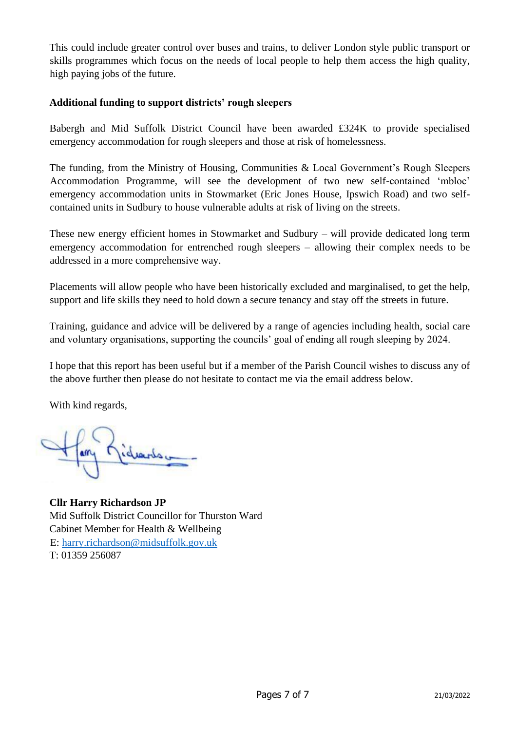This could include greater control over buses and trains, to deliver London style public transport or skills programmes which focus on the needs of local people to help them access the high quality, high paying jobs of the future.

**Additional funding to support districts' rough sleepers**

Babergh and Mid Suffolk District Council have been awarded £324K to provide specialised emergency accommodation for rough sleepers and those at risk of homelessness.

The funding, from the Ministry of Housing, Communities & Local Government's Rough Sleepers Accommodation Programme, will see the development of two new self-contained 'mbloc' emergency accommodation units in Stowmarket (Eric Jones House, Ipswich Road) and two self-contained units in Sudbury to house vulnerable adults at risk of living on the streets.

These new energy efficient homes in Stowmarket and Sudbury – will provide dedicated long term emergency accommodation for entrenched rough sleepers – allowing their complex needs to be addressed in a more comprehensive way.

Placements will allow people who have been historically excluded and marginalised, to get the help, support and life skills they need to hold down a secure tenancy and stay off the streets in future.

Training, guidance and advice will be delivered by a range of agencies including health, social care and voluntary organisations, supporting the councils' goal of ending all rough sleeping by 2024.

I hope that this report has been useful but if a member of the Parish Council wishes to discuss any of the above further then please do not hesitate to contact me via the email address below.

With kind regards,

**Cllr Harry Richardson JP**
Mid Suffolk District Councillor for Thurston Ward
Cabinet Member for Health & Wellbeing
E: harry.richardson@midsuffolk.gov.uk
T: 01359 256087